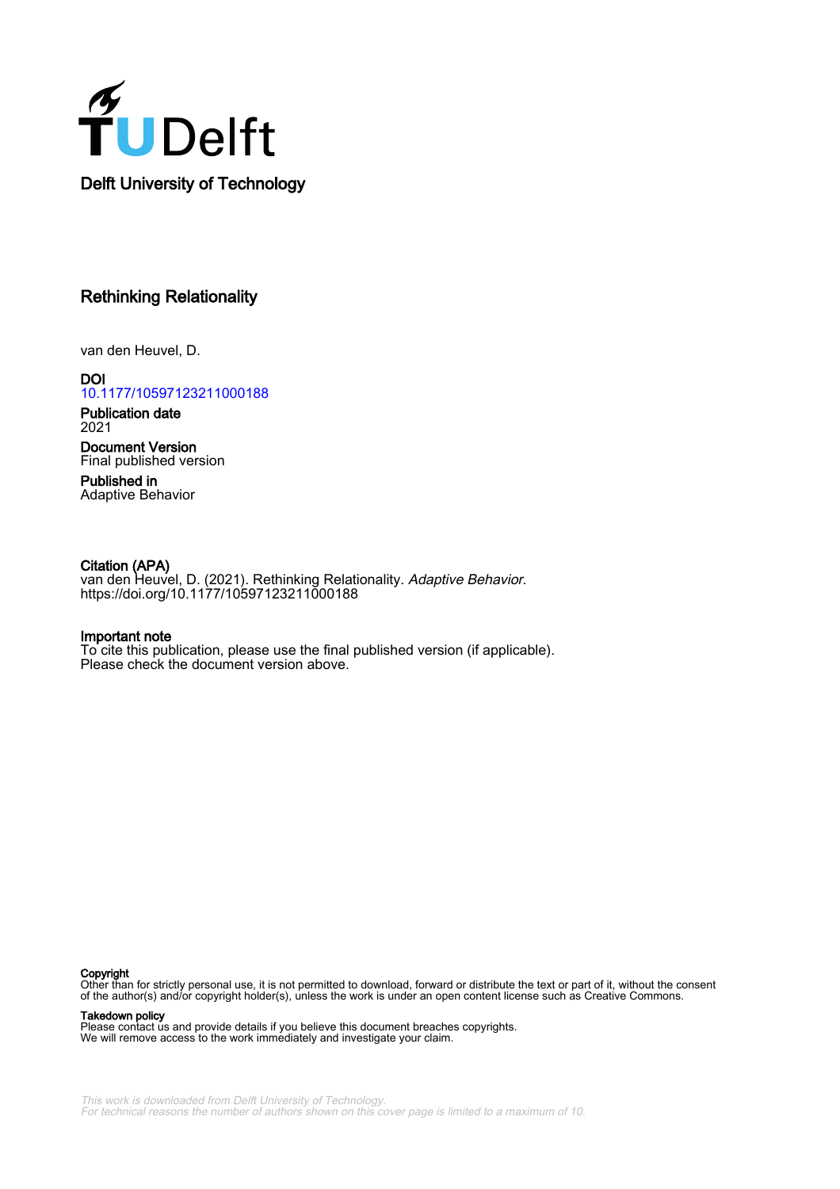Delft University of Technology

# Rethinking Relationality

van den Heuvel, D.

**DOI**
10.1177/10597123211000188

**Publication date**
2021

**Document Version**
Final published version

**Published in**
Adaptive Behavior

**Citation (APA)**
van den Heuvel, D. (2021). Rethinking Relationality. *Adaptive Behavior*. https://doi.org/10.1177/10597123211000188

**Important note**
To cite this publication, please use the final published version (if applicable). Please check the document version above.

**Copyright**
Other than for strictly personal use, it is not permitted to download, forward or distribute the text or part of it, without the consent of the author(s) and/or copyright holder(s), unless the work is under an open content license such as Creative Commons.

**Takedown policy**
Please contact us and provide details if you believe this document breaches copyrights. We will remove access to the work immediately and investigate your claim.

*This work is downloaded from Delft University of Technology. For technical reasons the number of authors shown on this cover page is limited to a maximum of 10.*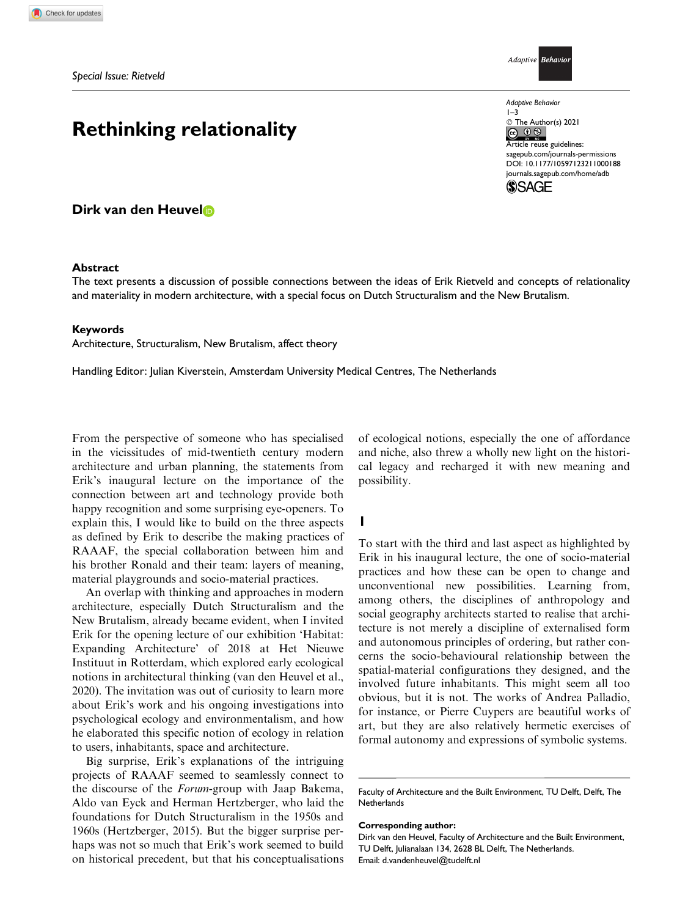Special Issue: Rietveld

# Rethinking relationality

**Dirk van den Heuvel**

Adaptive Behavior
1–3
© The Author(s) 2021
Article reuse guidelines:
sagepub.com/journals-permissions
DOI: 10.1177/10597123211000188
journals.sagepub.com/home/adb

### Abstract

The text presents a discussion of possible connections between the ideas of Erik Rietveld and concepts of relationality and materiality in modern architecture, with a special focus on Dutch Structuralism and the New Brutalism.

### Keywords

Architecture, Structuralism, New Brutalism, affect theory

Handling Editor: Julian Kiverstein, Amsterdam University Medical Centres, The Netherlands

From the perspective of someone who has specialised in the vicissitudes of mid-twentieth century modern architecture and urban planning, the statements from Erik's inaugural lecture on the importance of the connection between art and technology provide both happy recognition and some surprising eye-openers. To explain this, I would like to build on the three aspects as defined by Erik to describe the making practices of RAAAF, the special collaboration between him and his brother Ronald and their team: layers of meaning, material playgrounds and socio-material practices.

An overlap with thinking and approaches in modern architecture, especially Dutch Structuralism and the New Brutalism, already became evident, when I invited Erik for the opening lecture of our exhibition 'Habitat: Expanding Architecture' of 2018 at Het Nieuwe Instituut in Rotterdam, which explored early ecological notions in architectural thinking (van den Heuvel et al., 2020). The invitation was out of curiosity to learn more about Erik's work and his ongoing investigations into psychological ecology and environmentalism, and how he elaborated this specific notion of ecology in relation to users, inhabitants, space and architecture.

Big surprise, Erik's explanations of the intriguing projects of RAAAF seemed to seamlessly connect to the discourse of the *Forum*-group with Jaap Bakema, Aldo van Eyck and Herman Hertzberger, who laid the foundations for Dutch Structuralism in the 1950s and 1960s (Hertzberger, 2015). But the bigger surprise perhaps was not so much that Erik's work seemed to build on historical precedent, but that his conceptualisations of ecological notions, especially the one of affordance and niche, also threw a wholly new light on the historical legacy and recharged it with new meaning and possibility.

## I

To start with the third and last aspect as highlighted by Erik in his inaugural lecture, the one of socio-material practices and how these can be open to change and unconventional new possibilities. Learning from, among others, the disciplines of anthropology and social geography architects started to realise that architecture is not merely a discipline of externalised form and autonomous principles of ordering, but rather concerns the socio-behavioural relationship between the spatial-material configurations they designed, and the involved future inhabitants. This might seem all too obvious, but it is not. The works of Andrea Palladio, for instance, or Pierre Cuypers are beautiful works of art, but they are also relatively hermetic exercises of formal autonomy and expressions of symbolic systems.

Faculty of Architecture and the Built Environment, TU Delft, Delft, The Netherlands

**Corresponding author:**
Dirk van den Heuvel, Faculty of Architecture and the Built Environment, TU Delft, Julianalaan 134, 2628 BL Delft, The Netherlands.
Email: d.vandenheuvel@tudelft.nl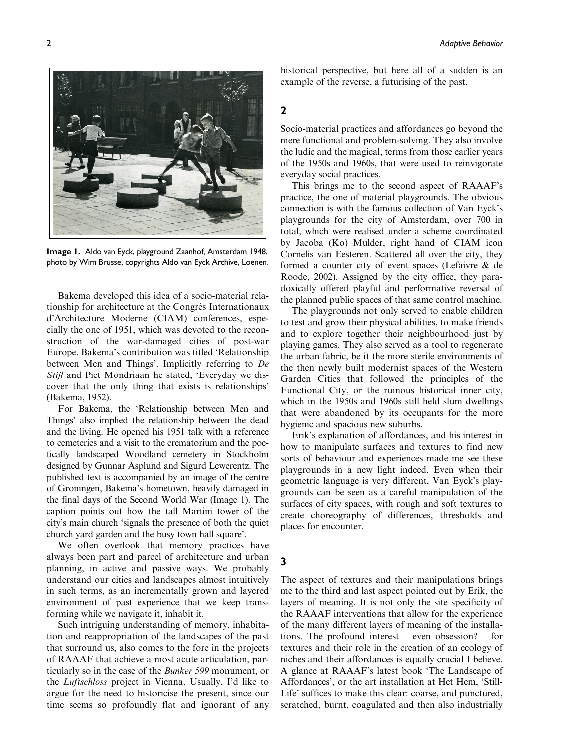Image 1. Aldo van Eyck, playground Zaanhof, Amsterdam 1948, photo by Wim Brusse, copyrights Aldo van Eyck Archive, Loenen.

Bakema developed this idea of a socio-material relationship for architecture at the Congrés Internationaux d'Architecture Moderne (CIAM) conferences, especially the one of 1951, which was devoted to the reconstruction of the war-damaged cities of post-war Europe. Bakema's contribution was titled 'Relationship between Men and Things'. Implicitly referring to *De Stijl* and Piet Mondriaan he stated, 'Everyday we discover that the only thing that exists is relationships' (Bakema, 1952).

For Bakema, the 'Relationship between Men and Things' also implied the relationship between the dead and the living. He opened his 1951 talk with a reference to cemeteries and a visit to the crematorium and the poetically landscaped Woodland cemetery in Stockholm designed by Gunnar Asplund and Sigurd Lewerentz. The published text is accompanied by an image of the centre of Groningen, Bakema's hometown, heavily damaged in the final days of the Second World War (Image 1). The caption points out how the tall Martini tower of the city's main church 'signals the presence of both the quiet church yard garden and the busy town hall square'.

We often overlook that memory practices have always been part and parcel of architecture and urban planning, in active and passive ways. We probably understand our cities and landscapes almost intuitively in such terms, as an incrementally grown and layered environment of past experience that we keep transforming while we navigate it, inhabit it.

Such intriguing understanding of memory, inhabitation and reappropriation of the landscapes of the past that surround us, also comes to the fore in the projects of RAAAF that achieve a most acute articulation, particularly so in the case of the *Bunker 599* monument, or the *Luftschloss* project in Vienna. Usually, I'd like to argue for the need to historicise the present, since our time seems so profoundly flat and ignorant of any historical perspective, but here all of a sudden is an example of the reverse, a futurising of the past.

## 2

Socio-material practices and affordances go beyond the mere functional and problem-solving. They also involve the ludic and the magical, terms from those earlier years of the 1950s and 1960s, that were used to reinvigorate everyday social practices.

This brings me to the second aspect of RAAAF's practice, the one of material playgrounds. The obvious connection is with the famous collection of Van Eyck's playgrounds for the city of Amsterdam, over 700 in total, which were realised under a scheme coordinated by Jacoba (Ko) Mulder, right hand of CIAM icon Cornelis van Eesteren. Scattered all over the city, they formed a counter city of event spaces (Lefaivre & de Roode, 2002). Assigned by the city office, they paradoxically offered playful and performative reversal of the planned public spaces of that same control machine.

The playgrounds not only served to enable children to test and grow their physical abilities, to make friends and to explore together their neighbourhood just by playing games. They also served as a tool to regenerate the urban fabric, be it the more sterile environments of the then newly built modernist spaces of the Western Garden Cities that followed the principles of the Functional City, or the ruinous historical inner city, which in the 1950s and 1960s still held slum dwellings that were abandoned by its occupants for the more hygienic and spacious new suburbs.

Erik's explanation of affordances, and his interest in how to manipulate surfaces and textures to find new sorts of behaviour and experiences made me see these playgrounds in a new light indeed. Even when their geometric language is very different, Van Eyck's playgrounds can be seen as a careful manipulation of the surfaces of city spaces, with rough and soft textures to create choreography of differences, thresholds and places for encounter.

## 3

The aspect of textures and their manipulations brings me to the third and last aspect pointed out by Erik, the layers of meaning. It is not only the site specificity of the RAAAF interventions that allow for the experience of the many different layers of meaning of the installations. The profound interest – even obsession? – for textures and their role in the creation of an ecology of niches and their affordances is equally crucial I believe. A glance at RAAAF's latest book 'The Landscape of Affordances', or the art installation at Het Hem, 'Still-Life' suffices to make this clear: coarse, and punctured, scratched, burnt, coagulated and then also industrially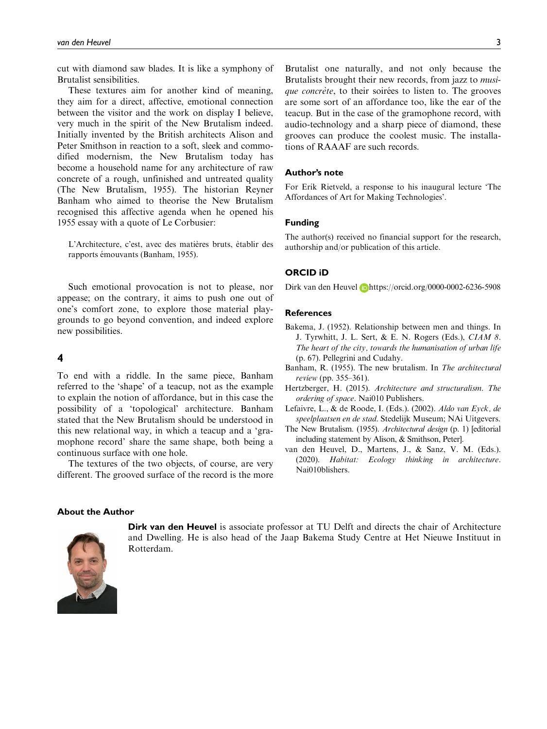cut with diamond saw blades. It is like a symphony of Brutalist sensibilities.

These textures aim for another kind of meaning, they aim for a direct, affective, emotional connection between the visitor and the work on display I believe, very much in the spirit of the New Brutalism indeed. Initially invented by the British architects Alison and Peter Smithson in reaction to a soft, sleek and commodified modernism, the New Brutalism today has become a household name for any architecture of raw concrete of a rough, unfinished and untreated quality (The New Brutalism, 1955). The historian Reyner Banham who aimed to theorise the New Brutalism recognised this affective agenda when he opened his 1955 essay with a quote of Le Corbusier:

> L'Architecture, c'est, avec des matières bruts, ètablir des rapports émouvants (Banham, 1955).

Such emotional provocation is not to please, nor appease; on the contrary, it aims to push one out of one's comfort zone, to explore those material playgrounds to go beyond convention, and indeed explore new possibilities.

## 4

To end with a riddle. In the same piece, Banham referred to the 'shape' of a teacup, not as the example to explain the notion of affordance, but in this case the possibility of a 'topological' architecture. Banham stated that the New Brutalism should be understood in this new relational way, in which a teacup and a 'gramophone record' share the same shape, both being a continuous surface with one hole.

The textures of the two objects, of course, are very different. The grooved surface of the record is the more Brutalist one naturally, and not only because the Brutalists brought their new records, from jazz to *musique concrète*, to their soirées to listen to. The grooves are some sort of an affordance too, like the ear of the teacup. But in the case of the gramophone record, with audio-technology and a sharp piece of diamond, these grooves can produce the coolest music. The installations of RAAAF are such records.

## Author's note

For Erik Rietveld, a response to his inaugural lecture 'The Affordances of Art for Making Technologies'.

## Funding

The author(s) received no financial support for the research, authorship and/or publication of this article.

## ORCID iD

Dirk van den Heuvel https://orcid.org/0000-0002-6236-5908

## References

Bakema, J. (1952). Relationship between men and things. In J. Tyrwhitt, J. L. Sert, & E. N. Rogers (Eds.), *CIAM 8. The heart of the city, towards the humanisation of urban life* (p. 67). Pellegrini and Cudahy.

Banham, R. (1955). The new brutalism. In *The architectural review* (pp. 355–361).

Hertzberger, H. (2015). *Architecture and structuralism. The ordering of space*. Nai010 Publishers.

Lefaivre, L., & de Roode, I. (Eds.). (2002). *Aldo van Eyck, de speelplaatsen en de stad*. Stedelijk Museum; NAi Uitgevers.

The New Brutalism. (1955). *Architectural design* (p. 1) [editorial including statement by Alison, & Smithson, Peter].

van den Heuvel, D., Martens, J., & Sanz, V. M. (Eds.). (2020). *Habitat: Ecology thinking in architecture*. Nai010blishers.

## About the Author

**Dirk van den Heuvel** is associate professor at TU Delft and directs the chair of Architecture and Dwelling. He is also head of the Jaap Bakema Study Centre at Het Nieuwe Instituut in Rotterdam.